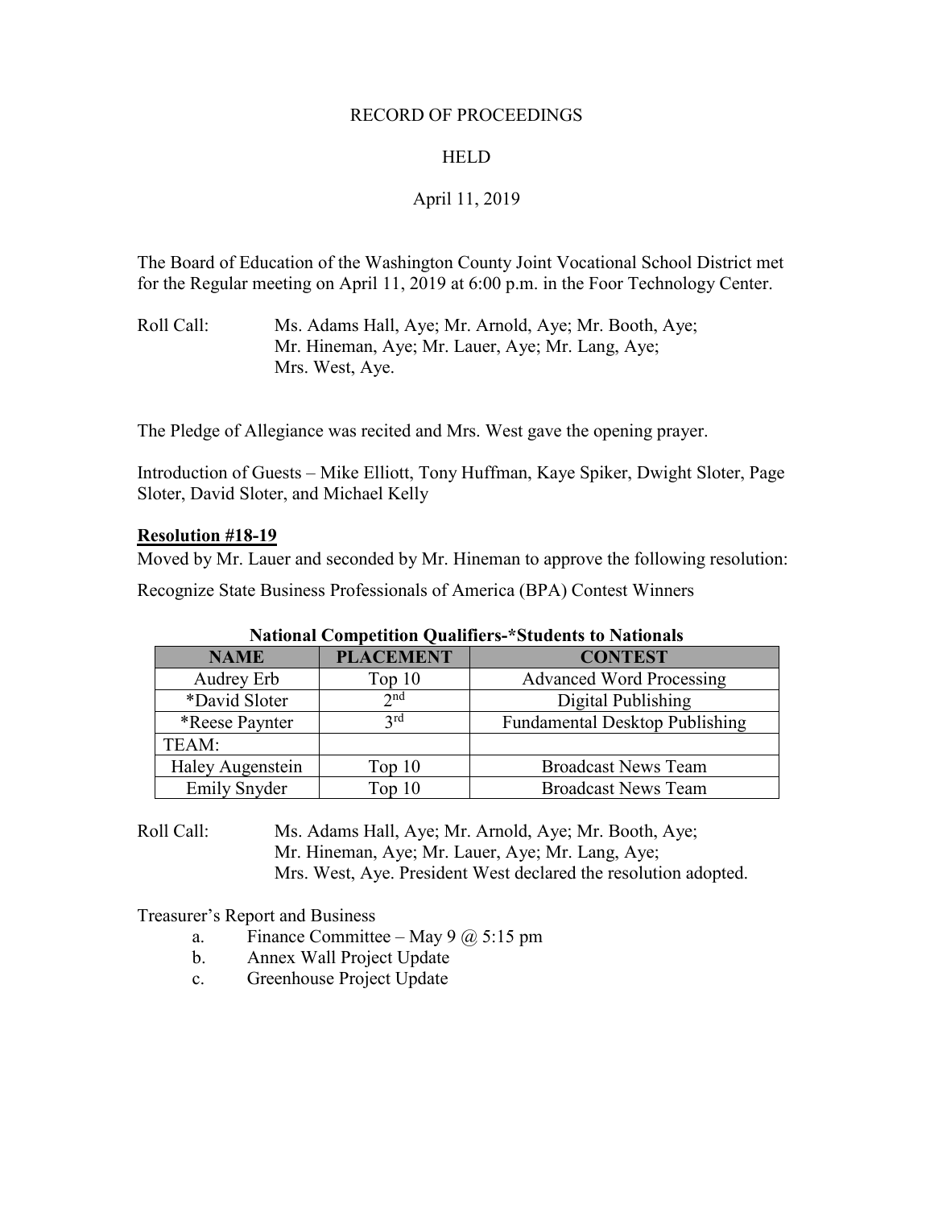RECORD OF PROCEEDINGS

HELD

April 11, 2019

The Board of Education of the Washington County Joint Vocational School District met for the Regular meeting on April 11, 2019 at 6:00 p.m. in the Foor Technology Center.

Roll Call: Ms. Adams Hall, Aye; Mr. Arnold, Aye; Mr. Booth, Aye; Mr. Hineman, Aye; Mr. Lauer, Aye; Mr. Lang, Aye; Mrs. West, Aye.

The Pledge of Allegiance was recited and Mrs. West gave the opening prayer.

Introduction of Guests – Mike Elliott, Tony Huffman, Kaye Spiker, Dwight Sloter, Page Sloter, David Sloter, and Michael Kelly

**Resolution #18-19**

Moved by Mr. Lauer and seconded by Mr. Hineman to approve the following resolution:

Recognize State Business Professionals of America (BPA) Contest Winners

**National Competition Qualifiers-*Students to Nationals**

| NAME | PLACEMENT | CONTEST |
|---|---|---|
| Audrey Erb | Top 10 | Advanced Word Processing |
| *David Sloter | 2nd | Digital Publishing |
| *Reese Paynter | 3rd | Fundamental Desktop Publishing |
| TEAM: | | |
| Haley Augenstein | Top 10 | Broadcast News Team |
| Emily Snyder | Top 10 | Broadcast News Team |

Roll Call: Ms. Adams Hall, Aye; Mr. Arnold, Aye; Mr. Booth, Aye; Mr. Hineman, Aye; Mr. Lauer, Aye; Mr. Lang, Aye; Mrs. West, Aye. President West declared the resolution adopted.

Treasurer's Report and Business

a. Finance Committee – May 9 @ 5:15 pm
b. Annex Wall Project Update
c. Greenhouse Project Update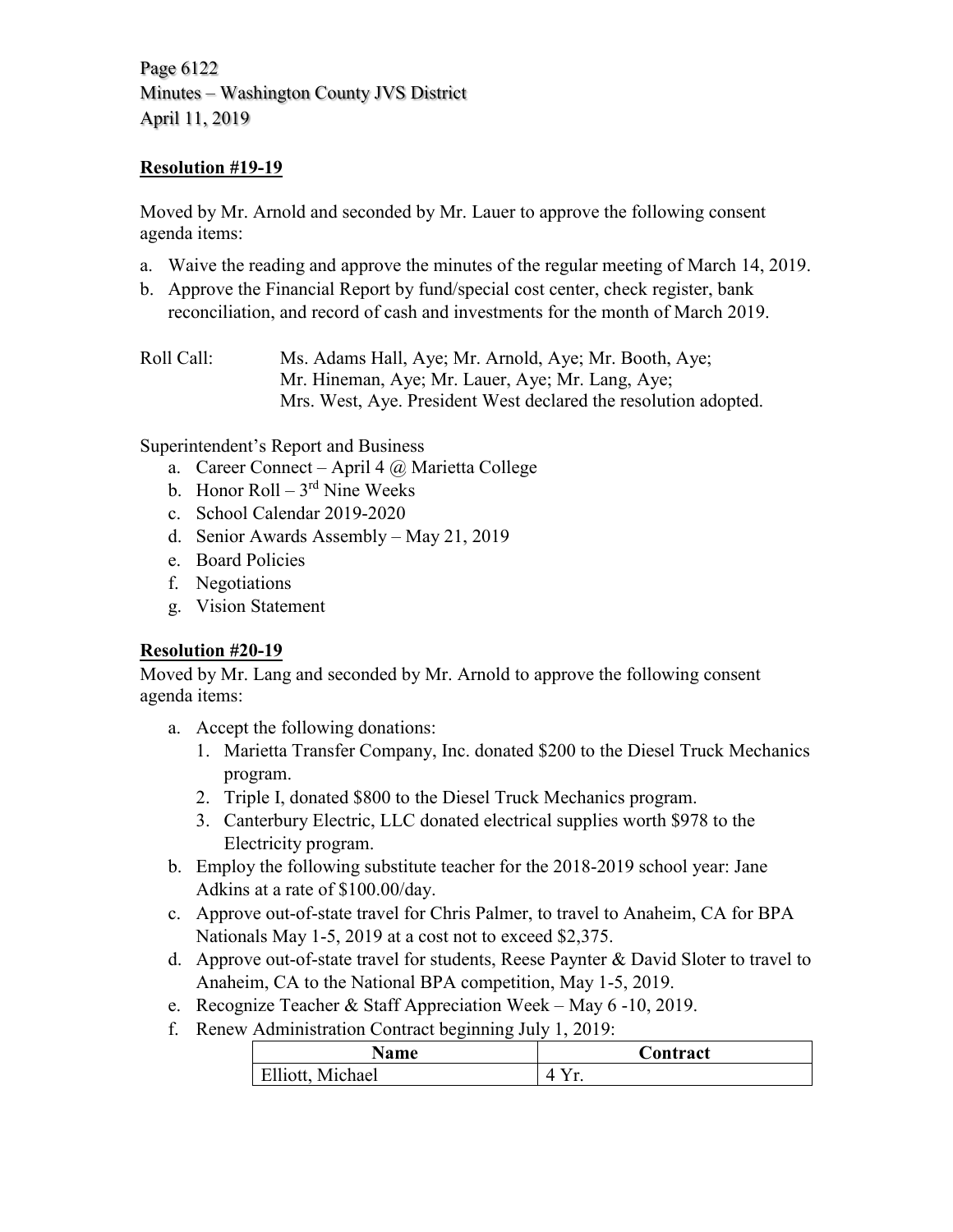**Resolution #19-19**

Moved by Mr. Arnold and seconded by Mr. Lauer to approve the following consent agenda items:

a. Waive the reading and approve the minutes of the regular meeting of March 14, 2019.
b. Approve the Financial Report by fund/special cost center, check register, bank reconciliation, and record of cash and investments for the month of March 2019.

Roll Call: Ms. Adams Hall, Aye; Mr. Arnold, Aye; Mr. Booth, Aye; Mr. Hineman, Aye; Mr. Lauer, Aye; Mr. Lang, Aye; Mrs. West, Aye. President West declared the resolution adopted.

Superintendent's Report and Business

a. Career Connect – April 4 @ Marietta College
b. Honor Roll – 3rd Nine Weeks
c. School Calendar 2019-2020
d. Senior Awards Assembly – May 21, 2019
e. Board Policies
f. Negotiations
g. Vision Statement

**Resolution #20-19**

Moved by Mr. Lang and seconded by Mr. Arnold to approve the following consent agenda items:

a. Accept the following donations:
   1. Marietta Transfer Company, Inc. donated $200 to the Diesel Truck Mechanics program.
   2. Triple I, donated $800 to the Diesel Truck Mechanics program.
   3. Canterbury Electric, LLC donated electrical supplies worth $978 to the Electricity program.
b. Employ the following substitute teacher for the 2018-2019 school year: Jane Adkins at a rate of $100.00/day.
c. Approve out-of-state travel for Chris Palmer, to travel to Anaheim, CA for BPA Nationals May 1-5, 2019 at a cost not to exceed $2,375.
d. Approve out-of-state travel for students, Reese Paynter & David Sloter to travel to Anaheim, CA to the National BPA competition, May 1-5, 2019.
e. Recognize Teacher & Staff Appreciation Week – May 6 -10, 2019.
f. Renew Administration Contract beginning July 1, 2019:

| Name | Contract |
|---|---|
| Elliott, Michael | 4 Yr. |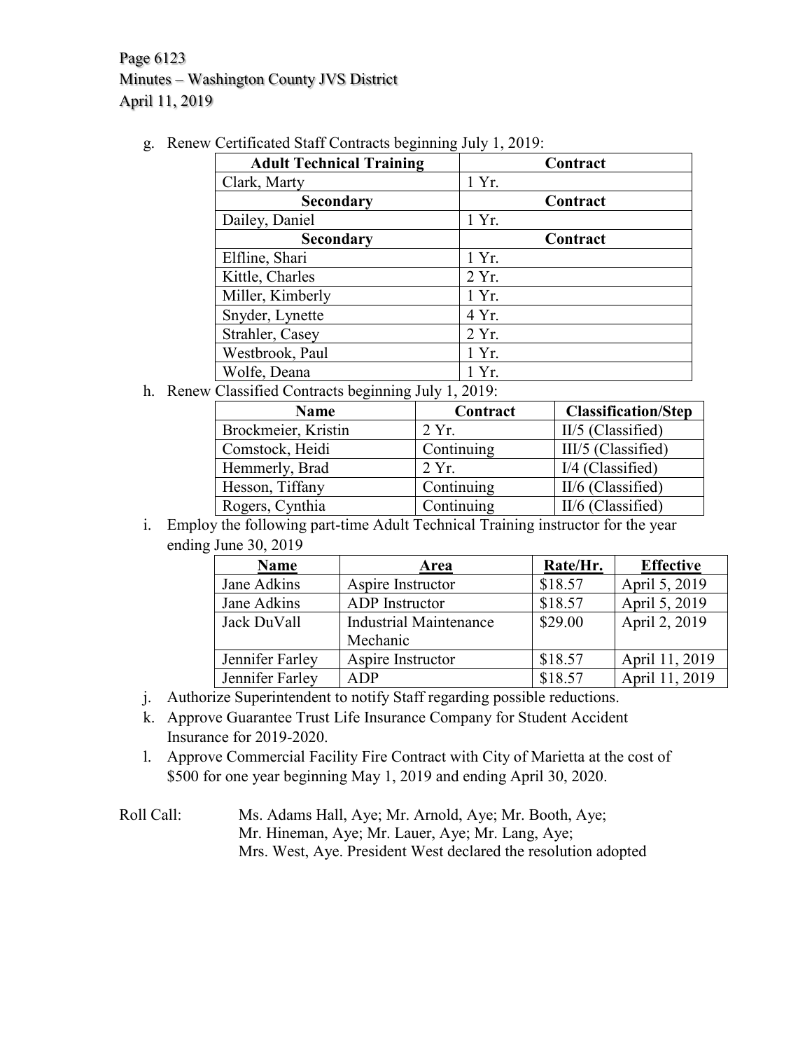g. Renew Certificated Staff Contracts beginning July 1, 2019:

| Adult Technical Training | Contract |
|---|---|
| Clark, Marty | 1 Yr. |
| **Secondary** | **Contract** |
| Dailey, Daniel | 1 Yr. |
| **Secondary** | **Contract** |
| Elfline, Shari | 1 Yr. |
| Kittle, Charles | 2 Yr. |
| Miller, Kimberly | 1 Yr. |
| Snyder, Lynette | 4 Yr. |
| Strahler, Casey | 2 Yr. |
| Westbrook, Paul | 1 Yr. |
| Wolfe, Deana | 1 Yr. |

h. Renew Classified Contracts beginning July 1, 2019:

| Name | Contract | Classification/Step |
|---|---|---|
| Brockmeier, Kristin | 2 Yr. | II/5 (Classified) |
| Comstock, Heidi | Continuing | III/5 (Classified) |
| Hemmerly, Brad | 2 Yr. | I/4 (Classified) |
| Hesson, Tiffany | Continuing | II/6 (Classified) |
| Rogers, Cynthia | Continuing | II/6 (Classified) |

i. Employ the following part-time Adult Technical Training instructor for the year ending June 30, 2019

| Name | Area | Rate/Hr. | Effective |
|---|---|---|---|
| Jane Adkins | Aspire Instructor | $18.57 | April 5, 2019 |
| Jane Adkins | ADP Instructor | $18.57 | April 5, 2019 |
| Jack DuVall | Industrial Maintenance Mechanic | $29.00 | April 2, 2019 |
| Jennifer Farley | Aspire Instructor | $18.57 | April 11, 2019 |
| Jennifer Farley | ADP | $18.57 | April 11, 2019 |

j. Authorize Superintendent to notify Staff regarding possible reductions.

k. Approve Guarantee Trust Life Insurance Company for Student Accident Insurance for 2019-2020.

l. Approve Commercial Facility Fire Contract with City of Marietta at the cost of $500 for one year beginning May 1, 2019 and ending April 30, 2020.

Roll Call: Ms. Adams Hall, Aye; Mr. Arnold, Aye; Mr. Booth, Aye; Mr. Hineman, Aye; Mr. Lauer, Aye; Mr. Lang, Aye; Mrs. West, Aye. President West declared the resolution adopted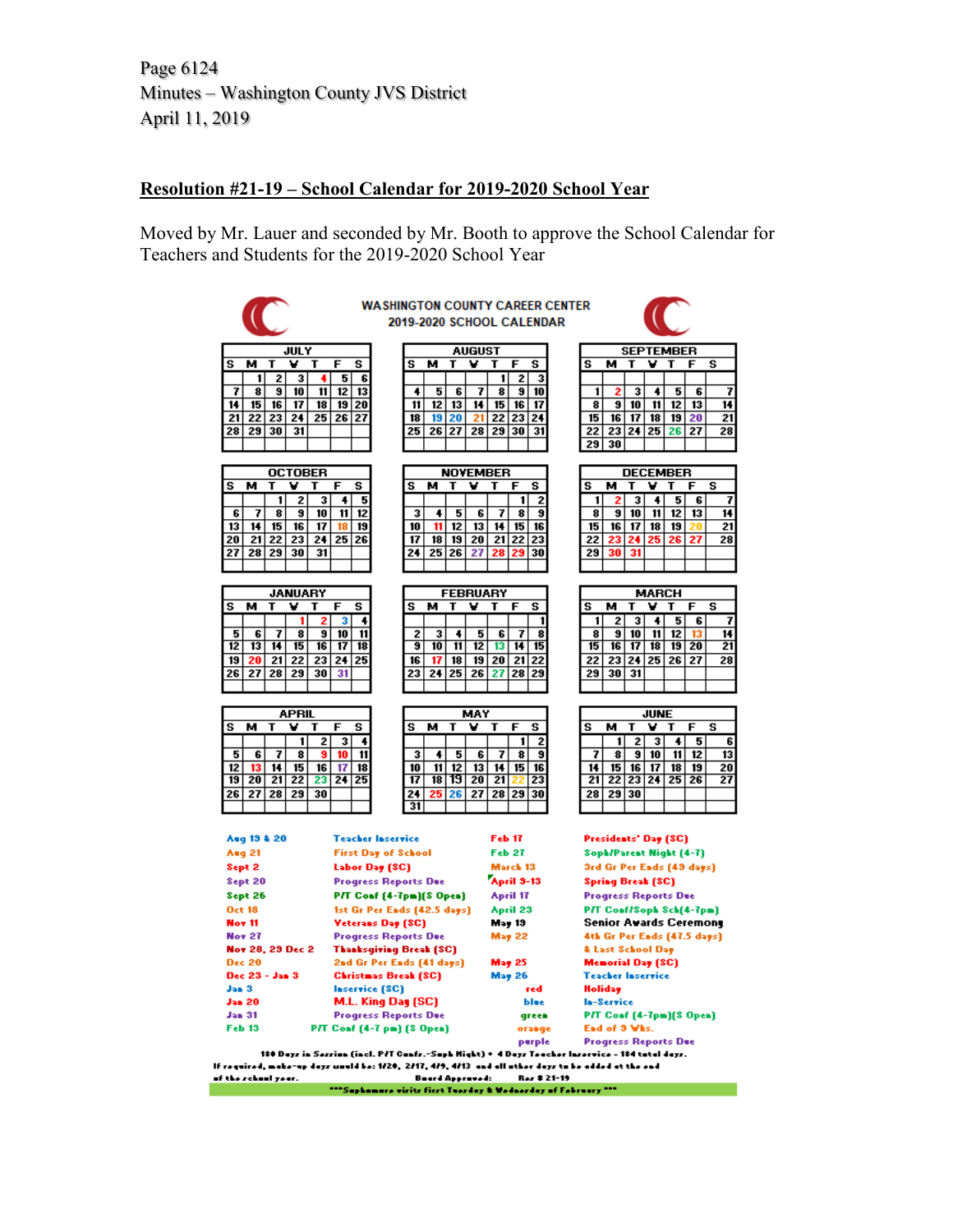Page 6124
Minutes – Washington County JVS District
April 11, 2019

**Resolution #21-19 – School Calendar for 2019-2020 School Year**

Moved by Mr. Lauer and seconded by Mr. Booth to approve the School Calendar for Teachers and Students for the 2019-2020 School Year

**WASHINGTON COUNTY CAREER CENTER**
**2019-2020 SCHOOL CALENDAR**

**JULY**

| S | M | T | W | T | F | S |
|---|---|---|---|---|---|---|
| | 1 | 2 | 3 | 4 | 5 | 6 |
| 7 | 8 | 9 | 10 | 11 | 12 | 13 |
| 14 | 15 | 16 | 17 | 18 | 19 | 20 |
| 21 | 22 | 23 | 24 | 25 | 26 | 27 |
| 28 | 29 | 30 | 31 | | | |

**AUGUST**

| S | M | T | W | T | F | S |
|---|---|---|---|---|---|---|
| | | | | 1 | 2 | 3 |
| 4 | 5 | 6 | 7 | 8 | 9 | 10 |
| 11 | 12 | 13 | 14 | 15 | 16 | 17 |
| 18 | 19 | 20 | 21 | 22 | 23 | 24 |
| 25 | 26 | 27 | 28 | 29 | 30 | 31 |

**SEPTEMBER**

| S | M | T | W | T | F | S |
|---|---|---|---|---|---|---|
| 1 | 2 | 3 | 4 | 5 | 6 | 7 |
| 8 | 9 | 10 | 11 | 12 | 13 | 14 |
| 15 | 16 | 17 | 18 | 19 | 20 | 21 |
| 22 | 23 | 24 | 25 | 26 | 27 | 28 |
| 29 | 30 | | | | | |

**OCTOBER**

| S | M | T | W | T | F | S |
|---|---|---|---|---|---|---|
| | | 1 | 2 | 3 | 4 | 5 |
| 6 | 7 | 8 | 9 | 10 | 11 | 12 |
| 13 | 14 | 15 | 16 | 17 | 18 | 19 |
| 20 | 21 | 22 | 23 | 24 | 25 | 26 |
| 27 | 28 | 29 | 30 | 31 | | |

**NOVEMBER**

| S | M | T | W | T | F | S |
|---|---|---|---|---|---|---|
| | | | | | 1 | 2 |
| 3 | 4 | 5 | 6 | 7 | 8 | 9 |
| 10 | 11 | 12 | 13 | 14 | 15 | 16 |
| 17 | 18 | 19 | 20 | 21 | 22 | 23 |
| 24 | 25 | 26 | 27 | 28 | 29 | 30 |

**DECEMBER**

| S | M | T | W | T | F | S |
|---|---|---|---|---|---|---|
| 1 | 2 | 3 | 4 | 5 | 6 | 7 |
| 8 | 9 | 10 | 11 | 12 | 13 | 14 |
| 15 | 16 | 17 | 18 | 19 | 20 | 21 |
| 22 | 23 | 24 | 25 | 26 | 27 | 28 |
| 29 | 30 | 31 | | | | |

**JANUARY**

| S | M | T | W | T | F | S |
|---|---|---|---|---|---|---|
| | | | 1 | 2 | 3 | 4 |
| 5 | 6 | 7 | 8 | 9 | 10 | 11 |
| 12 | 13 | 14 | 15 | 16 | 17 | 18 |
| 19 | 20 | 21 | 22 | 23 | 24 | 25 |
| 26 | 27 | 28 | 29 | 30 | 31 | |

**FEBRUARY**

| S | M | T | W | T | F | S |
|---|---|---|---|---|---|---|
| | | | | | | 1 |
| 2 | 3 | 4 | 5 | 6 | 7 | 8 |
| 9 | 10 | 11 | 12 | 13 | 14 | 15 |
| 16 | 17 | 18 | 19 | 20 | 21 | 22 |
| 23 | 24 | 25 | 26 | 27 | 28 | 29 |

**MARCH**

| S | M | T | W | T | F | S |
|---|---|---|---|---|---|---|
| 1 | 2 | 3 | 4 | 5 | 6 | 7 |
| 8 | 9 | 10 | 11 | 12 | 13 | 14 |
| 15 | 16 | 17 | 18 | 19 | 20 | 21 |
| 22 | 23 | 24 | 25 | 26 | 27 | 28 |
| 29 | 30 | 31 | | | | |

**APRIL**

| S | M | T | W | T | F | S |
|---|---|---|---|---|---|---|
| | | | 1 | 2 | 3 | 4 |
| 5 | 6 | 7 | 8 | 9 | 10 | 11 |
| 12 | 13 | 14 | 15 | 16 | 17 | 18 |
| 19 | 20 | 21 | 22 | 23 | 24 | 25 |
| 26 | 27 | 28 | 29 | 30 | | |

**MAY**

| S | M | T | W | T | F | S |
|---|---|---|---|---|---|---|
| | | | | | 1 | 2 |
| 3 | 4 | 5 | 6 | 7 | 8 | 9 |
| 10 | 11 | 12 | 13 | 14 | 15 | 16 |
| 17 | 18 | 19 | 20 | 21 | 22 | 23 |
| 24 | 25 | 26 | 27 | 28 | 29 | 30 |
| 31 | | | | | | |

**JUNE**

| S | M | T | W | T | F | S |
|---|---|---|---|---|---|---|
| | 1 | 2 | 3 | 4 | 5 | 6 |
| 7 | 8 | 9 | 10 | 11 | 12 | 13 |
| 14 | 15 | 16 | 17 | 18 | 19 | 20 |
| 21 | 22 | 23 | 24 | 25 | 26 | 27 |
| 28 | 29 | 30 | | | | |

| Date | Event | Date | Event |
|---|---|---|---|
| Aug 19 & 20 | Teacher Inservice | Feb 17 | Presidents' Day (SC) |
| Aug 21 | First Day of School | Feb 27 | Soph/Parent Night (4-7) |
| Sept 2 | Labor Day (SC) | March 13 | 3rd Gr Per Ends (49 days) |
| Sept 20 | Progress Reports Due | April 9-13 | Spring Break (SC) |
| Sept 26 | P/T Conf (4-7pm)(S Open) | April 17 | Progress Reports Due |
| Oct 18 | 1st Gr Per Ends (42.5 days) | April 23 | P/T Conf/Soph Sch(4-7pm) |
| Nov 11 | Veterans Day (SC) | May 19 | Senior Awards Ceremony |
| Nov 27 | Progress Reports Due | May 22 | 4th Gr Per Ends (47.5 days) |
| Nov 28, 29 Dec 2 | Thanksgiving Break (SC) | | & Last School Day |
| Dec 20 | 2nd Gr Per Ends (41 days) | May 25 | Memorial Day (SC) |
| Dec 23 - Jan 3 | Christmas Break (SC) | May 26 | Teacher Inservice |
| Jan 3 | Inservice (SC) | red | Holiday |
| Jan 20 | M.L. King Day (SC) | blue | In-Service |
| Jan 31 | Progress Reports Due | green | P/T Conf (4-7pm)(S Open) |
| Feb 13 | P/T Conf (4-7 pm) (S Open) | orange | End of 9 Wks. |
| | | purple | Progress Reports Due |

180 Days in Session (incl. P/T Confs.-Soph Night) + 4 Days Teacher Inservice - 184 total days.
If required, make-up days would be: 1/20, 2/17, 4/9, 4/13 and all other days to be added at the end of the school year.
Board Approved: Res # 21-19

\*\*\*Sophomore visits first Tuesday & Wednesday of February\*\*\*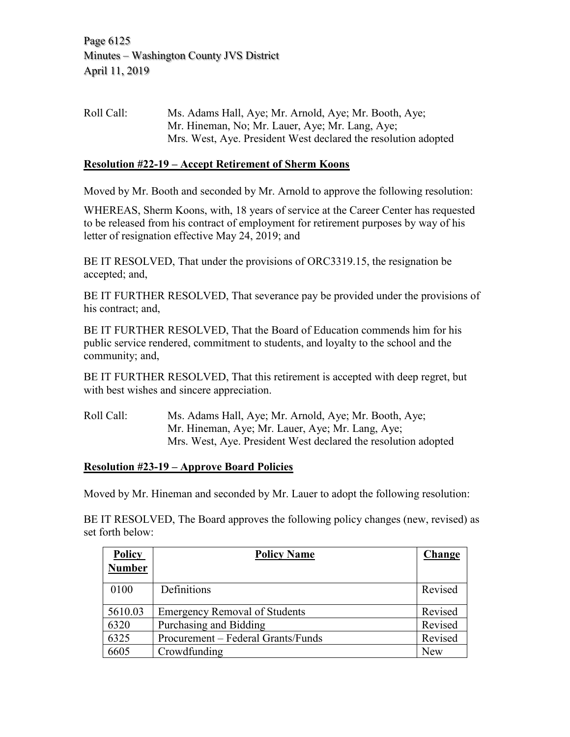Roll Call: Ms. Adams Hall, Aye; Mr. Arnold, Aye; Mr. Booth, Aye; Mr. Hineman, No; Mr. Lauer, Aye; Mr. Lang, Aye; Mrs. West, Aye. President West declared the resolution adopted

## Resolution #22-19 – Accept Retirement of Sherm Koons

Moved by Mr. Booth and seconded by Mr. Arnold to approve the following resolution:

WHEREAS, Sherm Koons, with, 18 years of service at the Career Center has requested to be released from his contract of employment for retirement purposes by way of his letter of resignation effective May 24, 2019; and

BE IT RESOLVED, That under the provisions of ORC3319.15, the resignation be accepted; and,

BE IT FURTHER RESOLVED, That severance pay be provided under the provisions of his contract; and,

BE IT FURTHER RESOLVED, That the Board of Education commends him for his public service rendered, commitment to students, and loyalty to the school and the community; and,

BE IT FURTHER RESOLVED, That this retirement is accepted with deep regret, but with best wishes and sincere appreciation.

Roll Call: Ms. Adams Hall, Aye; Mr. Arnold, Aye; Mr. Booth, Aye; Mr. Hineman, Aye; Mr. Lauer, Aye; Mr. Lang, Aye; Mrs. West, Aye. President West declared the resolution adopted

## Resolution #23-19 – Approve Board Policies

Moved by Mr. Hineman and seconded by Mr. Lauer to adopt the following resolution:

BE IT RESOLVED, The Board approves the following policy changes (new, revised) as set forth below:

| Policy Number | Policy Name | Change |
|---|---|---|
| 0100 | Definitions | Revised |
| 5610.03 | Emergency Removal of Students | Revised |
| 6320 | Purchasing and Bidding | Revised |
| 6325 | Procurement – Federal Grants/Funds | Revised |
| 6605 | Crowdfunding | New |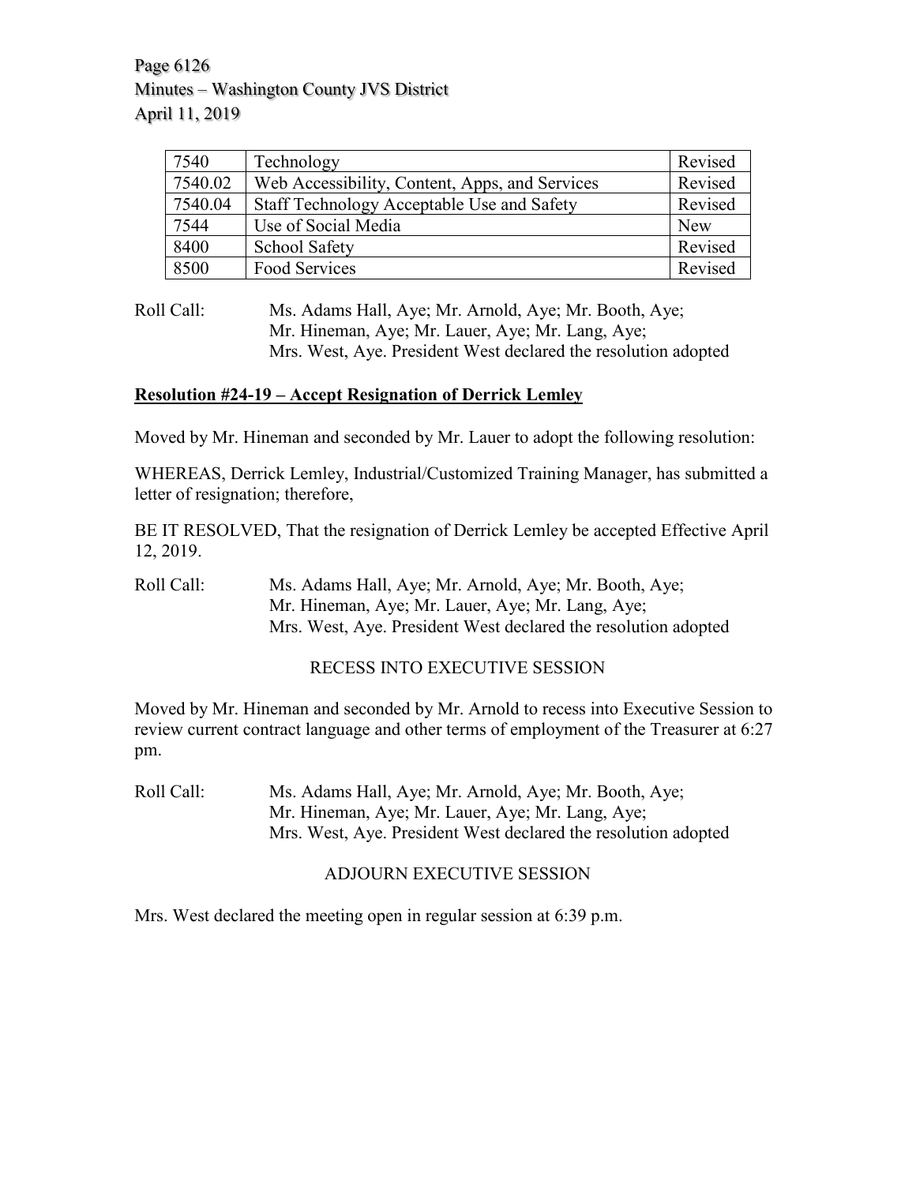| 7540 | Technology | Revised |
|---|---|---|
| 7540.02 | Web Accessibility, Content, Apps, and Services | Revised |
| 7540.04 | Staff Technology Acceptable Use and Safety | Revised |
| 7544 | Use of Social Media | New |
| 8400 | School Safety | Revised |
| 8500 | Food Services | Revised |

Roll Call: Ms. Adams Hall, Aye; Mr. Arnold, Aye; Mr. Booth, Aye; Mr. Hineman, Aye; Mr. Lauer, Aye; Mr. Lang, Aye; Mrs. West, Aye. President West declared the resolution adopted

**Resolution #24-19 – Accept Resignation of Derrick Lemley**

Moved by Mr. Hineman and seconded by Mr. Lauer to adopt the following resolution:

WHEREAS, Derrick Lemley, Industrial/Customized Training Manager, has submitted a letter of resignation; therefore,

BE IT RESOLVED, That the resignation of Derrick Lemley be accepted Effective April 12, 2019.

Roll Call: Ms. Adams Hall, Aye; Mr. Arnold, Aye; Mr. Booth, Aye; Mr. Hineman, Aye; Mr. Lauer, Aye; Mr. Lang, Aye; Mrs. West, Aye. President West declared the resolution adopted

RECESS INTO EXECUTIVE SESSION

Moved by Mr. Hineman and seconded by Mr. Arnold to recess into Executive Session to review current contract language and other terms of employment of the Treasurer at 6:27 pm.

Roll Call: Ms. Adams Hall, Aye; Mr. Arnold, Aye; Mr. Booth, Aye; Mr. Hineman, Aye; Mr. Lauer, Aye; Mr. Lang, Aye; Mrs. West, Aye. President West declared the resolution adopted

ADJOURN EXECUTIVE SESSION

Mrs. West declared the meeting open in regular session at 6:39 p.m.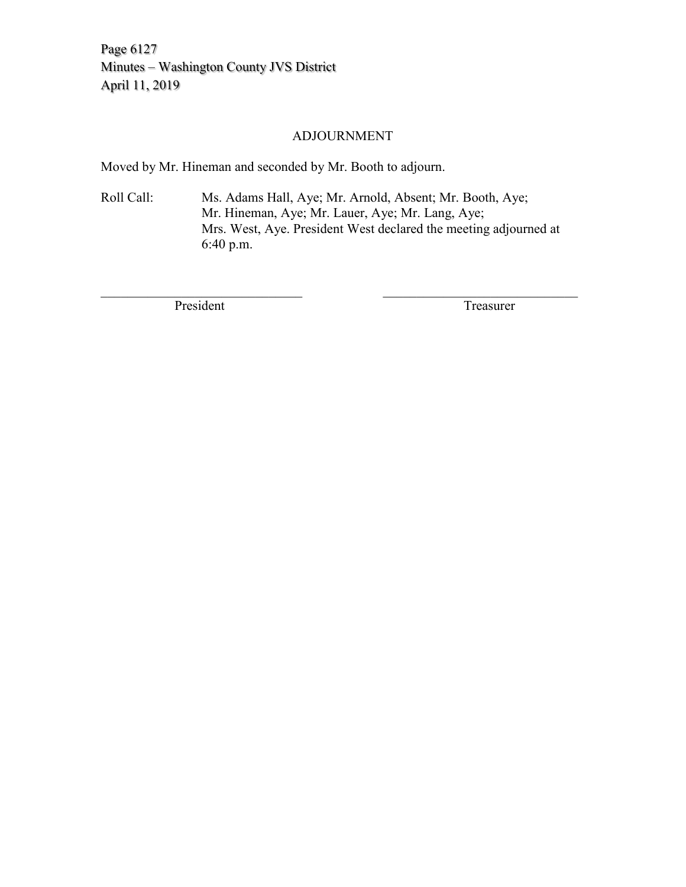## ADJOURNMENT

Moved by Mr. Hineman and seconded by Mr. Booth to adjourn.

Roll Call: Ms. Adams Hall, Aye; Mr. Arnold, Absent; Mr. Booth, Aye; Mr. Hineman, Aye; Mr. Lauer, Aye; Mr. Lang, Aye; Mrs. West, Aye. President West declared the meeting adjourned at 6:40 p.m.

\_\_\_\_\_\_\_\_\_\_\_\_\_\_\_\_\_\_\_\_\_\_\_\_\_\_\_\_\_\_\_\_
President

\_\_\_\_\_\_\_\_\_\_\_\_\_\_\_\_\_\_\_\_\_\_\_\_\_\_\_\_\_\_\_\_
Treasurer